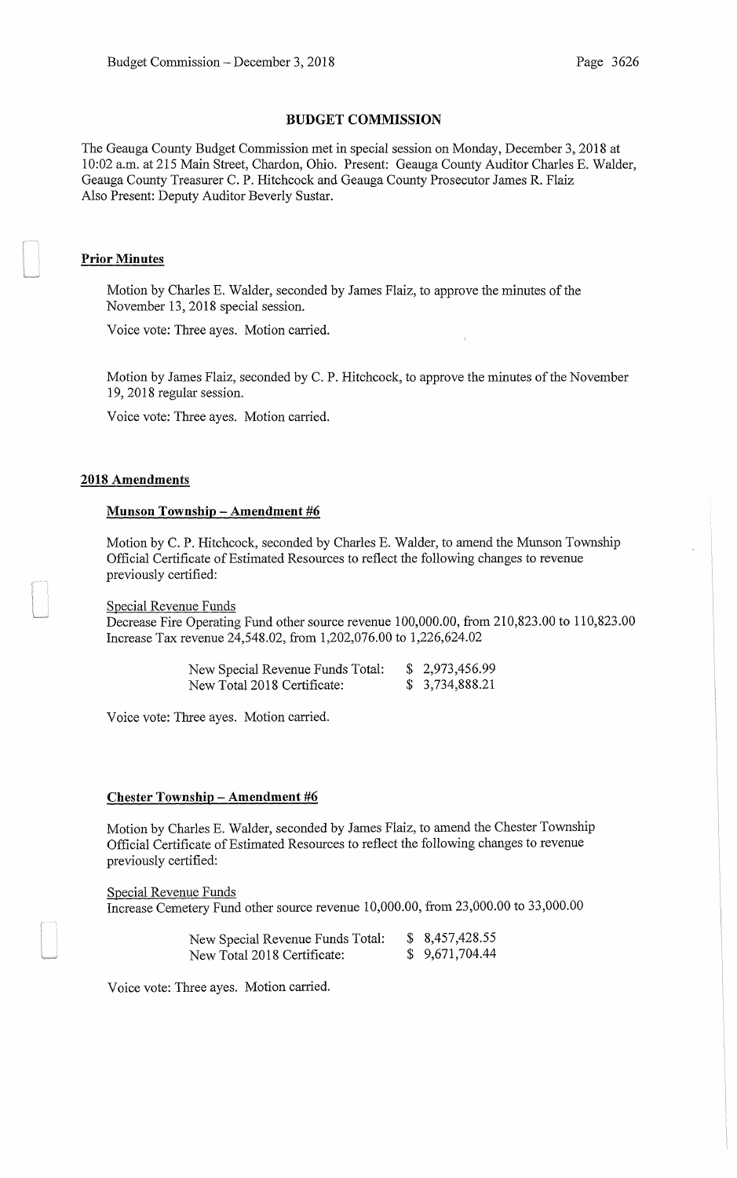## BUDGET COMMISSION

The Geauga County Budget Commission met in special session on Monday, December 3, 2018 at 10:02 a.m. at 215 Main Street, Chardon, Ohio. Present: Geauga County Auditor Charles E. Walder, Geauga County Treasurer C. P. Hitchcock and Geauga County Prosecutor James R. Flaiz
Also Present: Deputy Auditor Beverly Sustar.

### Prior Minutes

Motion by Charles E. Walder, seconded by James Flaiz, to approve the minutes of the November 13, 2018 special session.

Voice vote: Three ayes. Motion carried.

Motion by James Flaiz, seconded by C. P. Hitchcock, to approve the minutes of the November 19, 2018 regular session.

Voice vote: Three ayes. Motion carried.

### 2018 Amendments

#### Munson Township – Amendment #6

Motion by C. P. Hitchcock, seconded by Charles E. Walder, to amend the Munson Township Official Certificate of Estimated Resources to reflect the following changes to revenue previously certified:

Special Revenue Funds
Decrease Fire Operating Fund other source revenue 100,000.00, from 210,823.00 to 110,823.00
Increase Tax revenue 24,548.02, from 1,202,076.00 to 1,226,624.02

| | |
|---|---|
| New Special Revenue Funds Total: | $ 2,973,456.99 |
| New Total 2018 Certificate: | $ 3,734,888.21 |

Voice vote: Three ayes. Motion carried.

#### Chester Township – Amendment #6

Motion by Charles E. Walder, seconded by James Flaiz, to amend the Chester Township Official Certificate of Estimated Resources to reflect the following changes to revenue previously certified:

Special Revenue Funds
Increase Cemetery Fund other source revenue 10,000.00, from 23,000.00 to 33,000.00

| | |
|---|---|
| New Special Revenue Funds Total: | $ 8,457,428.55 |
| New Total 2018 Certificate: | $ 9,671,704.44 |

Voice vote: Three ayes. Motion carried.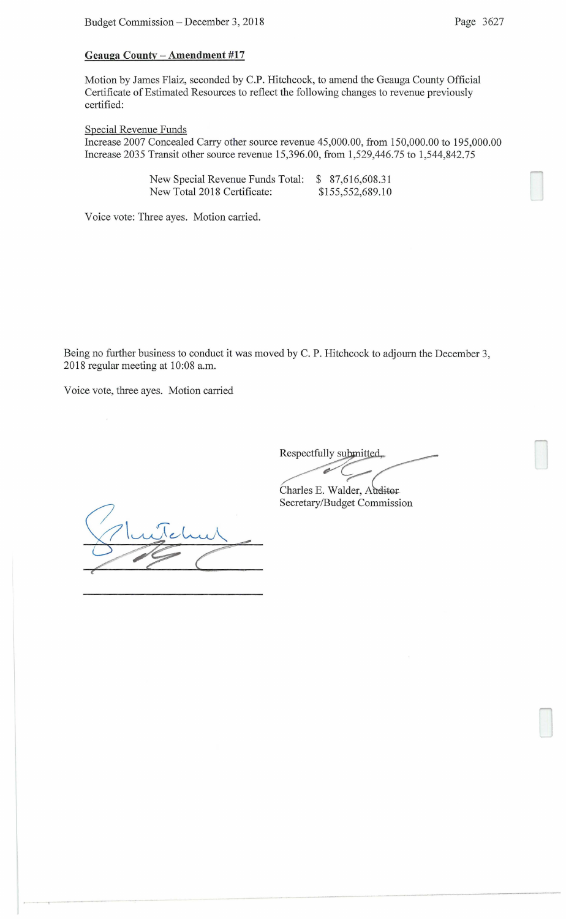**Geauga County – Amendment #17**

Motion by James Flaiz, seconded by C.P. Hitchcock, to amend the Geauga County Official Certificate of Estimated Resources to reflect the following changes to revenue previously certified:

Special Revenue Funds
Increase 2007 Concealed Carry other source revenue 45,000.00, from 150,000.00 to 195,000.00
Increase 2035 Transit other source revenue 15,396.00, from 1,529,446.75 to 1,544,842.75

| | |
|---|---|
| New Special Revenue Funds Total: | $ 87,616,608.31 |
| New Total 2018 Certificate: | $155,552,689.10 |

Voice vote: Three ayes. Motion carried.

Being no further business to conduct it was moved by C. P. Hitchcock to adjourn the December 3, 2018 regular meeting at 10:08 a.m.

Voice vote, three ayes. Motion carried

Respectfully submitted,

Charles E. Walder, ~~Auditor~~
Secretary/Budget Commission